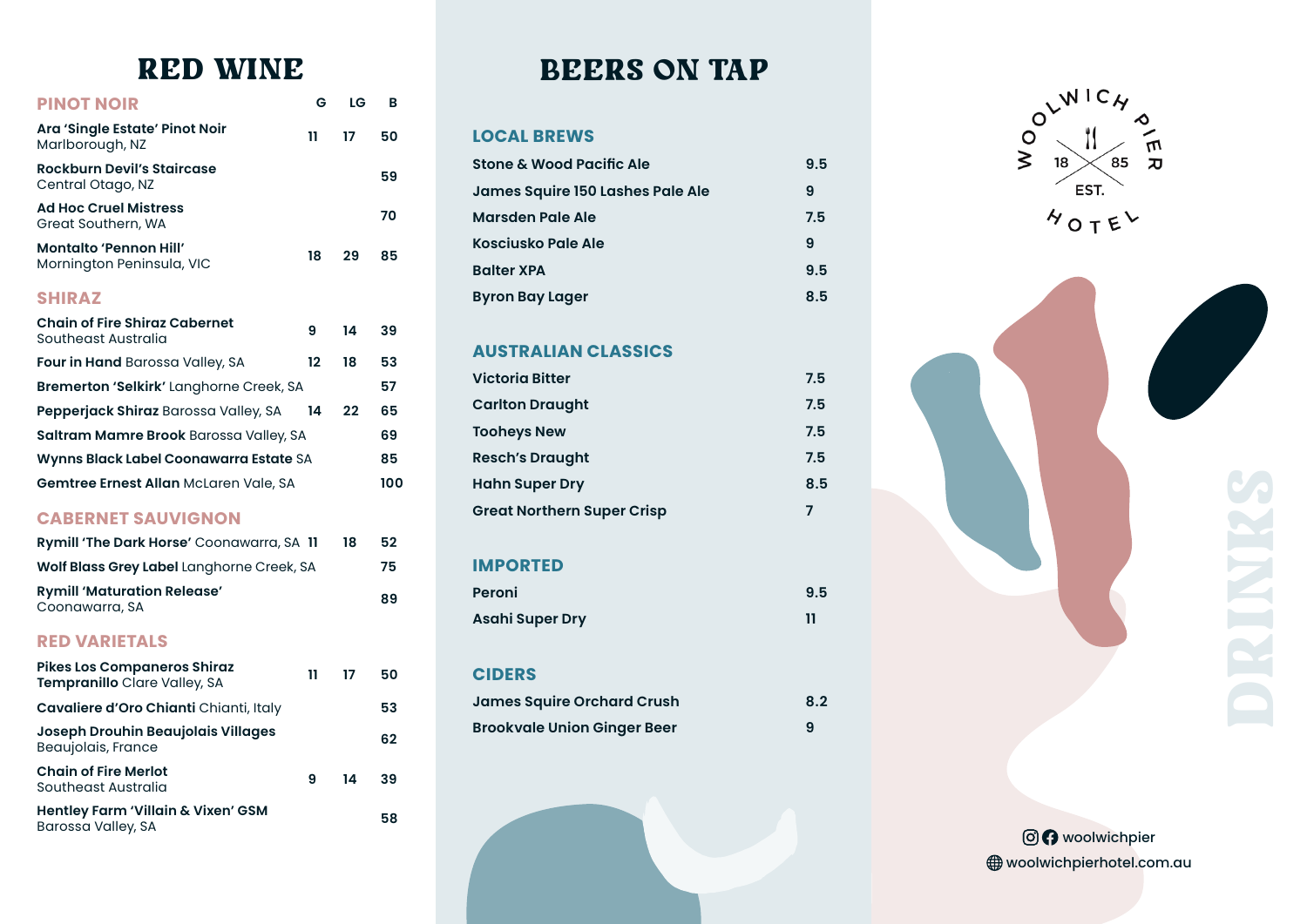# RED WINE

## PINOT NOIR

| | G | LG | B |
|---|---|---|---|
| **Ara 'Single Estate' Pinot Noir** Marlborough, NZ | 11 | 17 | 50 |
| **Rockburn Devil's Staircase** Central Otago, NZ | | | 59 |
| **Ad Hoc Cruel Mistress** Great Southern, WA | | | 70 |
| **Montalto 'Pennon Hill'** Mornington Peninsula, VIC | 18 | 29 | 85 |

## SHIRAZ

| | G | LG | B |
|---|---|---|---|
| **Chain of Fire Shiraz Cabernet** Southeast Australia | 9 | 14 | 39 |
| **Four in Hand** Barossa Valley, SA | 12 | 18 | 53 |
| **Bremerton 'Selkirk'** Langhorne Creek, SA | | | 57 |
| **Pepperjack Shiraz** Barossa Valley, SA | 14 | 22 | 65 |
| **Saltram Mamre Brook** Barossa Valley, SA | | | 69 |
| **Wynns Black Label Coonawarra Estate** SA | | | 85 |
| **Gemtree Ernest Allan** McLaren Vale, SA | | | 100 |

## CABERNET SAUVIGNON

| | G | LG | B |
|---|---|---|---|
| **Rymill 'The Dark Horse'** Coonawarra, SA | 11 | 18 | 52 |
| **Wolf Blass Grey Label** Langhorne Creek, SA | | | 75 |
| **Rymill 'Maturation Release'** Coonawarra, SA | | | 89 |

## RED VARIETALS

| | G | LG | B |
|---|---|---|---|
| **Pikes Los Companeros Shiraz Tempranillo** Clare Valley, SA | 11 | 17 | 50 |
| **Cavaliere d'Oro Chianti** Chianti, Italy | | | 53 |
| **Joseph Drouhin Beaujolais Villages** Beaujolais, France | | | 62 |
| **Chain of Fire Merlot** Southeast Australia | 9 | 14 | 39 |
| **Hentley Farm 'Villain & Vixen' GSM** Barossa Valley, SA | | | 58 |

# BEERS ON TAP

## LOCAL BREWS

| | |
|---|---|
| **Stone & Wood Pacific Ale** | 9.5 |
| **James Squire 150 Lashes Pale Ale** | 9 |
| **Marsden Pale Ale** | 7.5 |
| **Kosciusko Pale Ale** | 9 |
| **Balter XPA** | 9.5 |
| **Byron Bay Lager** | 8.5 |

## AUSTRALIAN CLASSICS

| | |
|---|---|
| **Victoria Bitter** | 7.5 |
| **Carlton Draught** | 7.5 |
| **Tooheys New** | 7.5 |
| **Resch's Draught** | 7.5 |
| **Hahn Super Dry** | 8.5 |
| **Great Northern Super Crisp** | 7 |

## IMPORTED

| | |
|---|---|
| **Peroni** | 9.5 |
| **Asahi Super Dry** | 11 |

## CIDERS

| | |
|---|---|
| **James Squire Orchard Crush** | 8.2 |
| **Brookvale Union Ginger Beer** | 9 |

WOOLWICH PIER HOTEL

EST. 1885

DRINKS

woolwichpier

woolwichpierhotel.com.au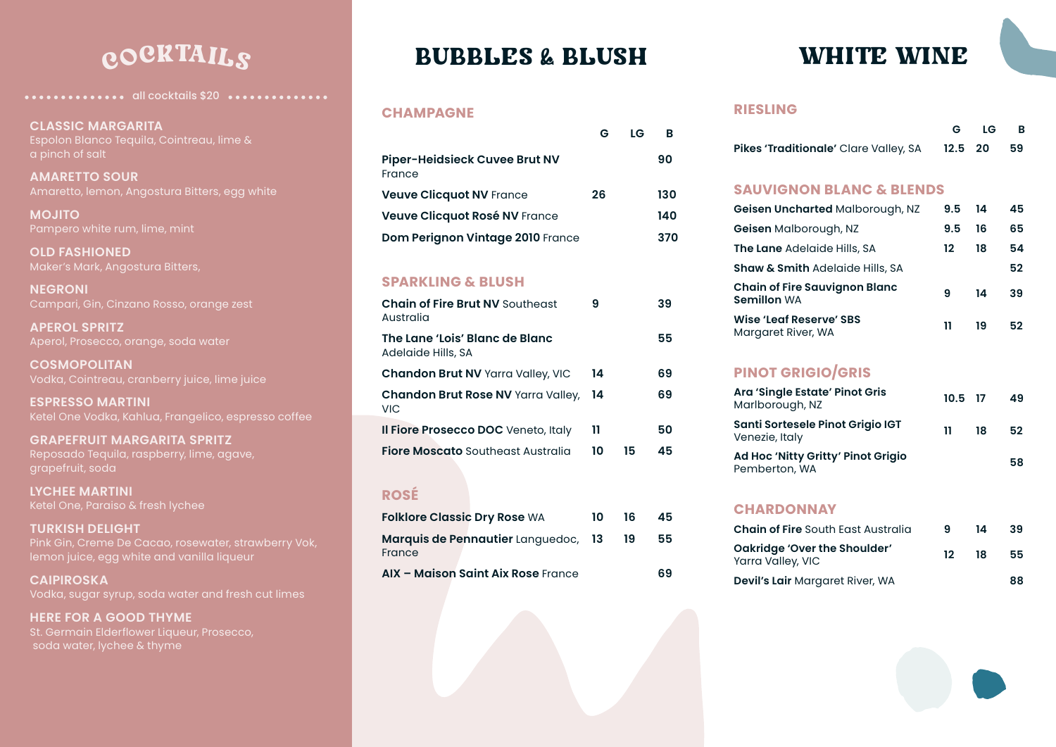# COCKTAILS

all cocktails $20

**CLASSIC MARGARITA**
Espolon Blanco Tequila, Cointreau, lime & a pinch of salt

**AMARETTO SOUR**
Amaretto, lemon, Angostura Bitters, egg white

**MOJITO**
Pampero white rum, lime, mint

**OLD FASHIONED**
Maker's Mark, Angostura Bitters,

**NEGRONI**
Campari, Gin, Cinzano Rosso, orange zest

**APEROL SPRITZ**
Aperol, Prosecco, orange, soda water

**COSMOPOLITAN**
Vodka, Cointreau, cranberry juice, lime juice

**ESPRESSO MARTINI**
Ketel One Vodka, Kahlua, Frangelico, espresso coffee

**GRAPEFRUIT MARGARITA SPRITZ**
Reposado Tequila, raspberry, lime, agave, grapefruit, soda

**LYCHEE MARTINI**
Ketel One, Paraiso & fresh lychee

**TURKISH DELIGHT**
Pink Gin, Creme De Cacao, rosewater, strawberry Vok, lemon juice, egg white and vanilla liqueur

**CAIPIROSKA**
Vodka, sugar syrup, soda water and fresh cut limes

**HERE FOR A GOOD THYME**
St. Germain Elderflower Liqueur, Prosecco, soda water, lychee & thyme

# BUBBLES & BLUSH

## CHAMPAGNE

| | G | LG | B |
|---|---|---|---|
| **Piper-Heidsieck Cuvee Brut NV** France | | | 90 |
| **Veuve Clicquot NV** France | 26 | | 130 |
| **Veuve Clicquot Rosé NV** France | | | 140 |
| **Dom Perignon Vintage 2010** France | | | 370 |

## SPARKLING & BLUSH

| | G | LG | B |
|---|---|---|---|
| **Chain of Fire Brut NV** Southeast Australia | 9 | | 39 |
| **The Lane 'Lois' Blanc de Blanc** Adelaide Hills, SA | | | 55 |
| **Chandon Brut NV** Yarra Valley, VIC | 14 | | 69 |
| **Chandon Brut Rose NV** Yarra Valley, VIC | 14 | | 69 |
| **Il Fiore Prosecco DOC** Veneto, Italy | 11 | | 50 |
| **Fiore Moscato** Southeast Australia | 10 | 15 | 45 |

## ROSÉ

| | G | LG | B |
|---|---|---|---|
| **Folklore Classic Dry Rose** WA | 10 | 16 | 45 |
| **Marquis de Pennautier** Languedoc, France | 13 | 19 | 55 |
| **AIX – Maison Saint Aix Rose** France | | | 69 |

# WHITE WINE

## RIESLING

| | G | LG | B |
|---|---|---|---|
| **Pikes 'Traditionale'** Clare Valley, SA | 12.5 | 20 | 59 |

## SAUVIGNON BLANC & BLENDS

| | G | LG | B |
|---|---|---|---|
| **Geisen Uncharted** Malborough, NZ | 9.5 | 14 | 45 |
| **Geisen** Malborough, NZ | 9.5 | 16 | 65 |
| **The Lane** Adelaide Hills, SA | 12 | 18 | 54 |
| **Shaw & Smith** Adelaide Hills, SA | | | 52 |
| **Chain of Fire Sauvignon Blanc Semillon** WA | 9 | 14 | 39 |
| **Wise 'Leaf Reserve' SBS** Margaret River, WA | 11 | 19 | 52 |

## PINOT GRIGIO/GRIS

| | G | LG | B |
|---|---|---|---|
| **Ara 'Single Estate' Pinot Gris** Marlborough, NZ | 10.5 | 17 | 49 |
| **Santi Sortesele Pinot Grigio IGT** Venezie, Italy | 11 | 18 | 52 |
| **Ad Hoc 'Nitty Gritty' Pinot Grigio** Pemberton, WA | | | 58 |

## CHARDONNAY

| | G | LG | B |
|---|---|---|---|
| **Chain of Fire** South East Australia | 9 | 14 | 39 |
| **Oakridge 'Over the Shoulder'** Yarra Valley, VIC | 12 | 18 | 55 |
| **Devil's Lair** Margaret River, WA | | | 88 |